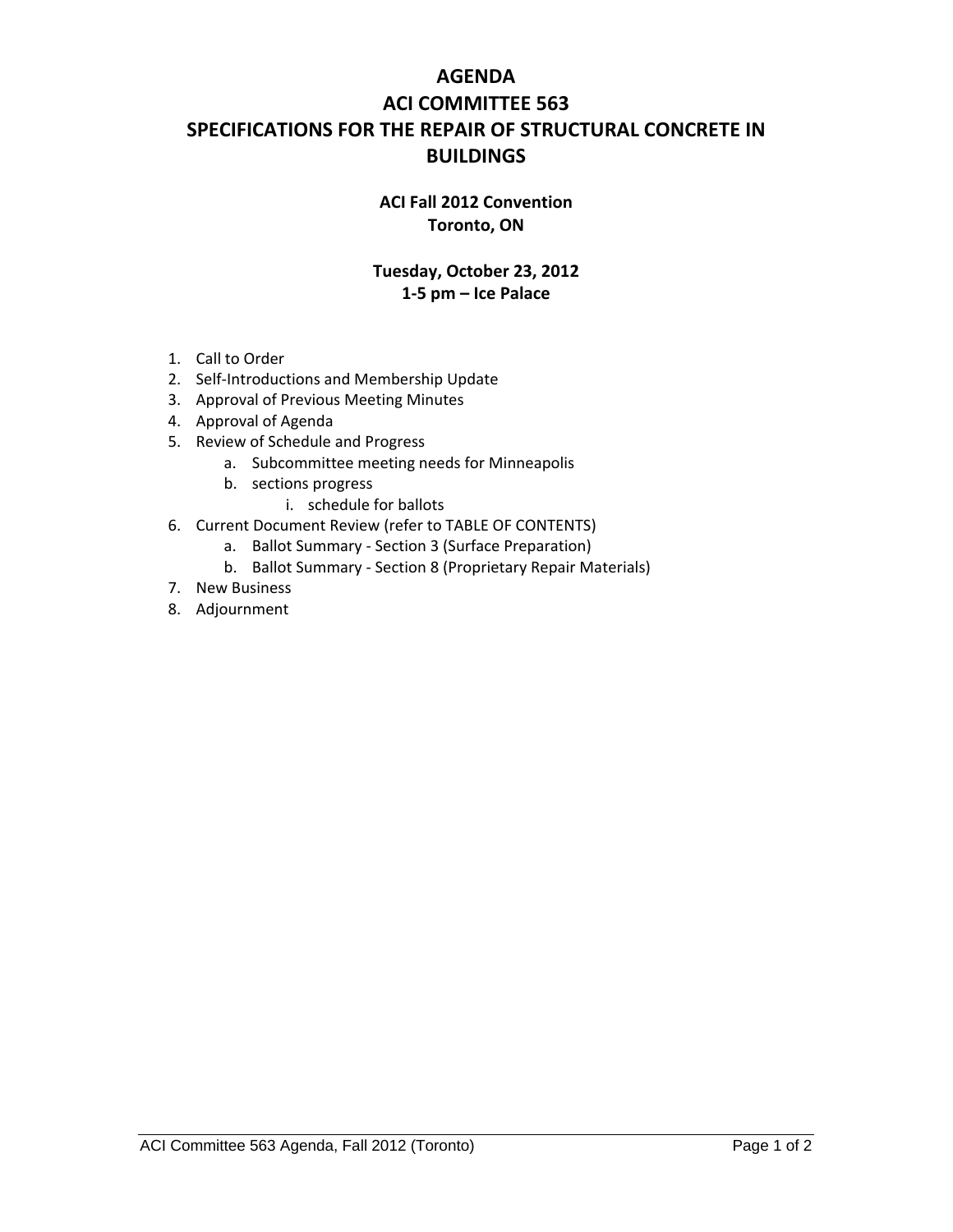# AGENDA
# ACI COMMITTEE 563
# SPECIFICATIONS FOR THE REPAIR OF STRUCTURAL CONCRETE IN BUILDINGS

**ACI Fall 2012 Convention**
**Toronto, ON**

**Tuesday, October 23, 2012**
**1-5 pm – Ice Palace**

1. Call to Order
2. Self-Introductions and Membership Update
3. Approval of Previous Meeting Minutes
4. Approval of Agenda
5. Review of Schedule and Progress
    a. Subcommittee meeting needs for Minneapolis
    b. sections progress
        i. schedule for ballots
6. Current Document Review (refer to TABLE OF CONTENTS)
    a. Ballot Summary - Section 3 (Surface Preparation)
    b. Ballot Summary - Section 8 (Proprietary Repair Materials)
7. New Business
8. Adjournment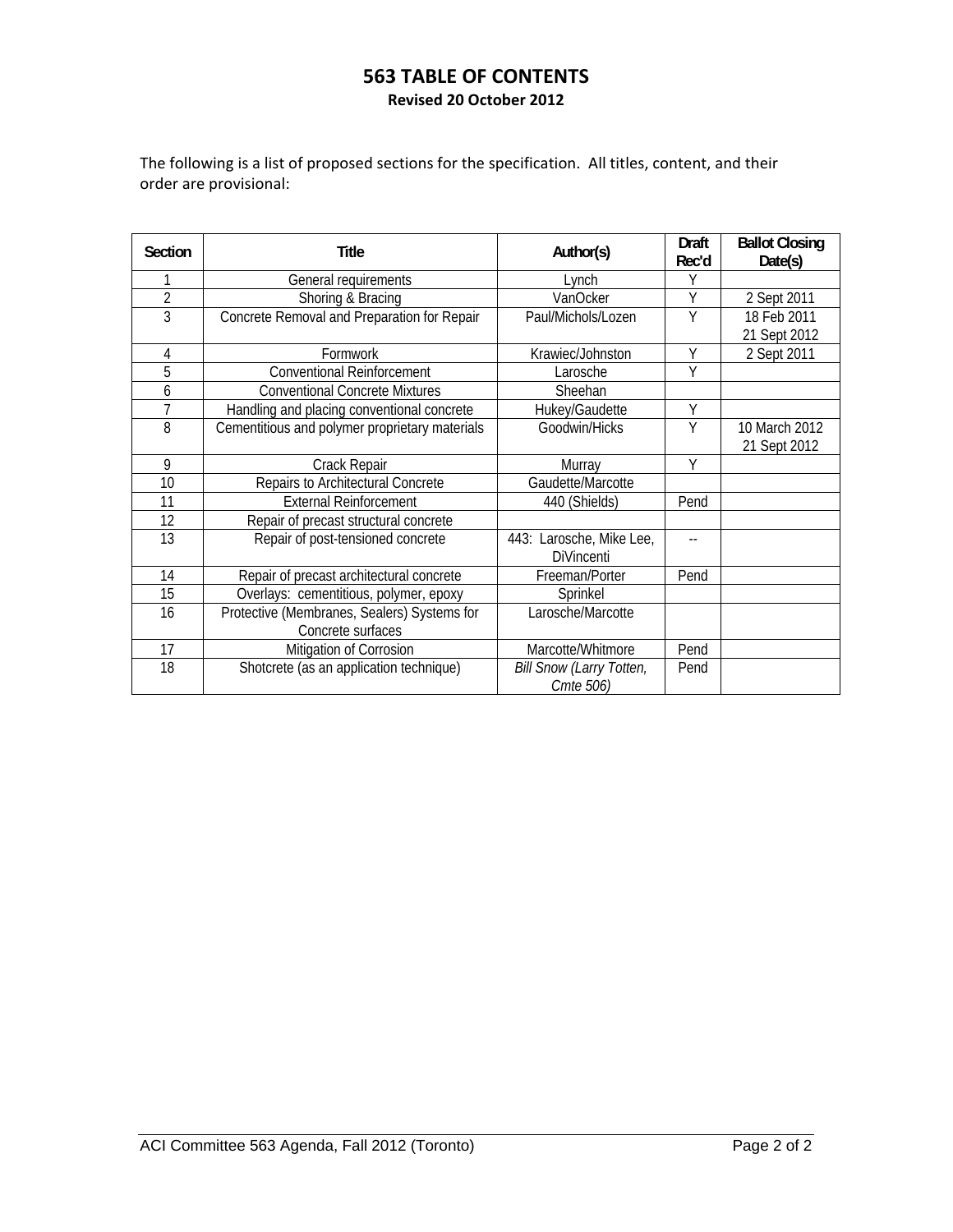# 563 TABLE OF CONTENTS

**Revised 20 October 2012**

The following is a list of proposed sections for the specification. All titles, content, and their order are provisional:

| Section | Title | Author(s) | Draft Rec'd | Ballot Closing Date(s) |
|---|---|---|---|---|
| 1 | General requirements | Lynch | Y | |
| 2 | Shoring & Bracing | VanOcker | Y | 2 Sept 2011 |
| 3 | Concrete Removal and Preparation for Repair | Paul/Michols/Lozen | Y | 18 Feb 2011<br>21 Sept 2012 |
| 4 | Formwork | Krawiec/Johnston | Y | 2 Sept 2011 |
| 5 | Conventional Reinforcement | Larosche | Y | |
| 6 | Conventional Concrete Mixtures | Sheehan | | |
| 7 | Handling and placing conventional concrete | Hukey/Gaudette | Y | |
| 8 | Cementitious and polymer proprietary materials | Goodwin/Hicks | Y | 10 March 2012<br>21 Sept 2012 |
| 9 | Crack Repair | Murray | Y | |
| 10 | Repairs to Architectural Concrete | Gaudette/Marcotte | | |
| 11 | External Reinforcement | 440 (Shields) | Pend | |
| 12 | Repair of precast structural concrete | | | |
| 13 | Repair of post-tensioned concrete | 443: Larosche, Mike Lee, DiVincenti | -- | |
| 14 | Repair of precast architectural concrete | Freeman/Porter | Pend | |
| 15 | Overlays: cementitious, polymer, epoxy | Sprinkel | | |
| 16 | Protective (Membranes, Sealers) Systems for Concrete surfaces | Larosche/Marcotte | | |
| 17 | Mitigation of Corrosion | Marcotte/Whitmore | Pend | |
| 18 | Shotcrete (as an application technique) | *Bill Snow (Larry Totten, Cmte 506)* | Pend | |